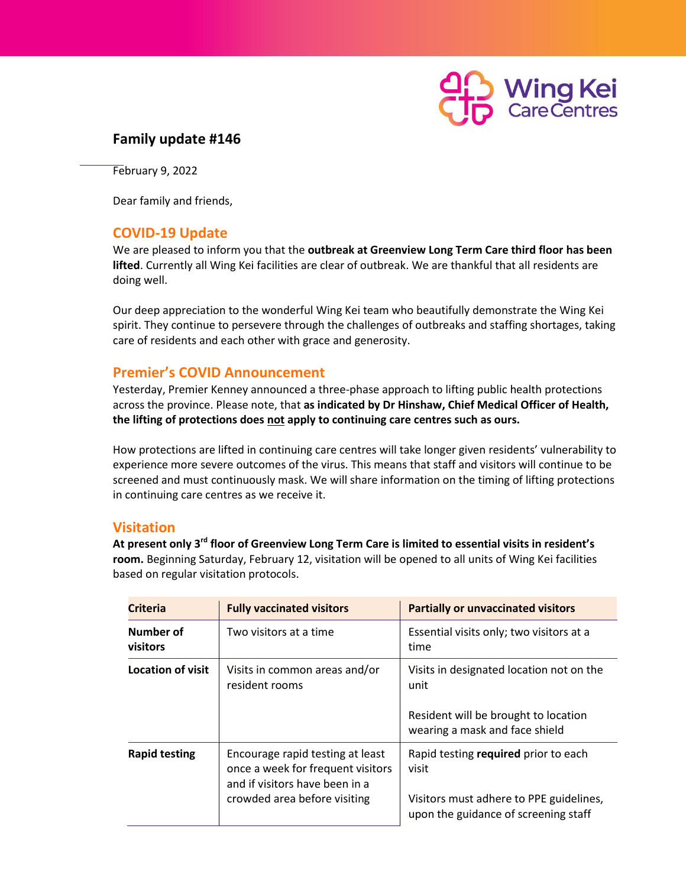# Family update #146

February 9, 2022

Dear family and friends,

## COVID-19 Update

We are pleased to inform you that the **outbreak at Greenview Long Term Care third floor has been lifted**. Currently all Wing Kei facilities are clear of outbreak. We are thankful that all residents are doing well.

Our deep appreciation to the wonderful Wing Kei team who beautifully demonstrate the Wing Kei spirit. They continue to persevere through the challenges of outbreaks and staffing shortages, taking care of residents and each other with grace and generosity.

## Premier's COVID Announcement

Yesterday, Premier Kenney announced a three-phase approach to lifting public health protections across the province. Please note, that **as indicated by Dr Hinshaw, Chief Medical Officer of Health, the lifting of protections does <u>not</u> apply to continuing care centres such as ours.**

How protections are lifted in continuing care centres will take longer given residents' vulnerability to experience more severe outcomes of the virus. This means that staff and visitors will continue to be screened and must continuously mask. We will share information on the timing of lifting protections in continuing care centres as we receive it.

## Visitation

**At present only 3rd floor of Greenview Long Term Care is limited to essential visits in resident's room.** Beginning Saturday, February 12, visitation will be opened to all units of Wing Kei facilities based on regular visitation protocols.

| Criteria | Fully vaccinated visitors | Partially or unvaccinated visitors |
|---|---|---|
| **Number of visitors** | Two visitors at a time | Essential visits only; two visitors at a time |
| **Location of visit** | Visits in common areas and/or resident rooms | Visits in designated location not on the unit<br><br>Resident will be brought to location wearing a mask and face shield |
| **Rapid testing** | Encourage rapid testing at least once a week for frequent visitors and if visitors have been in a crowded area before visiting | Rapid testing **required** prior to each visit<br><br>Visitors must adhere to PPE guidelines, upon the guidance of screening staff |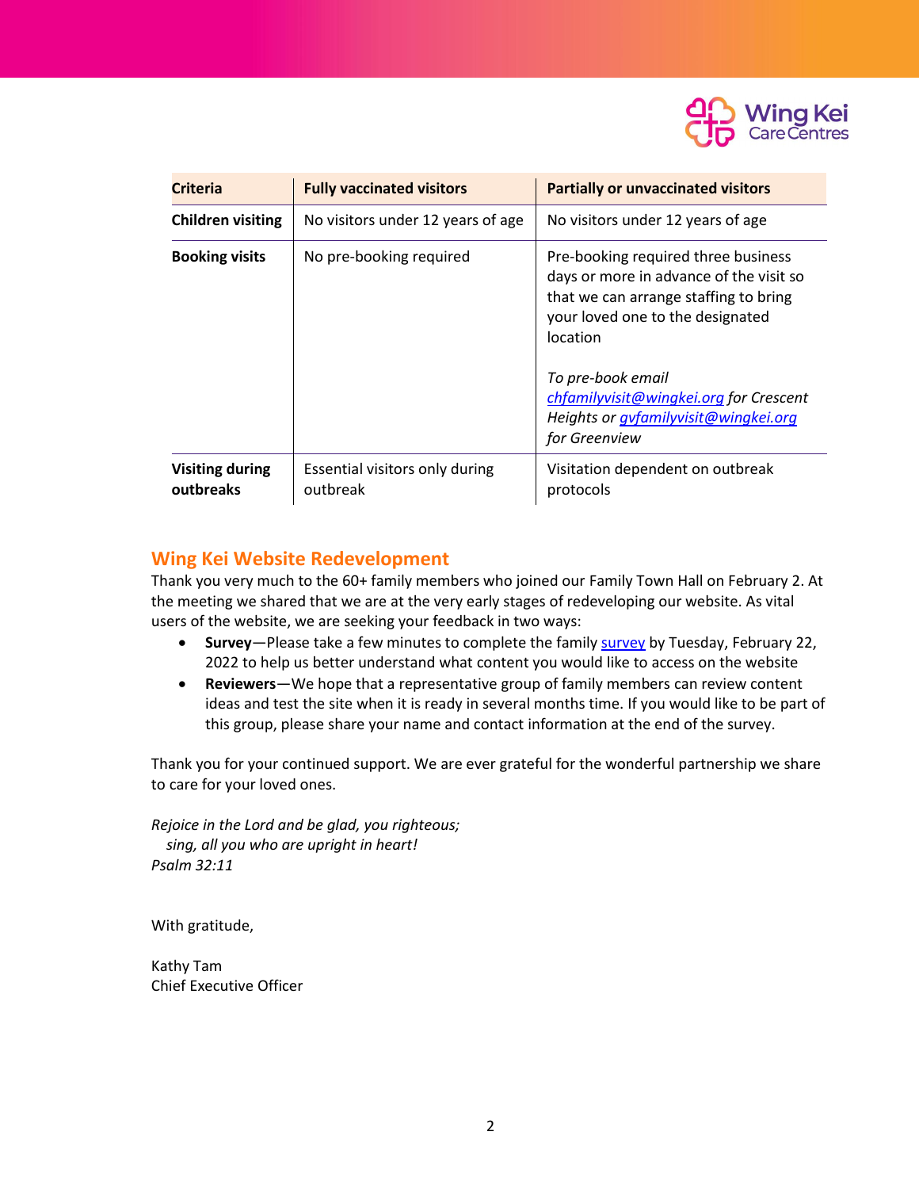| Criteria | Fully vaccinated visitors | Partially or unvaccinated visitors |
|---|---|---|
| **Children visiting** | No visitors under 12 years of age | No visitors under 12 years of age |
| **Booking visits** | No pre-booking required | Pre-booking required three business days or more in advance of the visit so that we can arrange staffing to bring your loved one to the designated location<br><br>*To pre-book email chfamilyvisit@wingkei.org for Crescent Heights or gvfamilyvisit@wingkei.org for Greenview* |
| **Visiting during outbreaks** | Essential visitors only during outbreak | Visitation dependent on outbreak protocols |

## Wing Kei Website Redevelopment

Thank you very much to the 60+ family members who joined our Family Town Hall on February 2. At the meeting we shared that we are at the very early stages of redeveloping our website. As vital users of the website, we are seeking your feedback in two ways:

- **Survey**—Please take a few minutes to complete the family survey by Tuesday, February 22, 2022 to help us better understand what content you would like to access on the website
- **Reviewers**—We hope that a representative group of family members can review content ideas and test the site when it is ready in several months time. If you would like to be part of this group, please share your name and contact information at the end of the survey.

Thank you for your continued support. We are ever grateful for the wonderful partnership we share to care for your loved ones.

*Rejoice in the Lord and be glad, you righteous;*
*sing, all you who are upright in heart!*
*Psalm 32:11*

With gratitude,

Kathy Tam
Chief Executive Officer